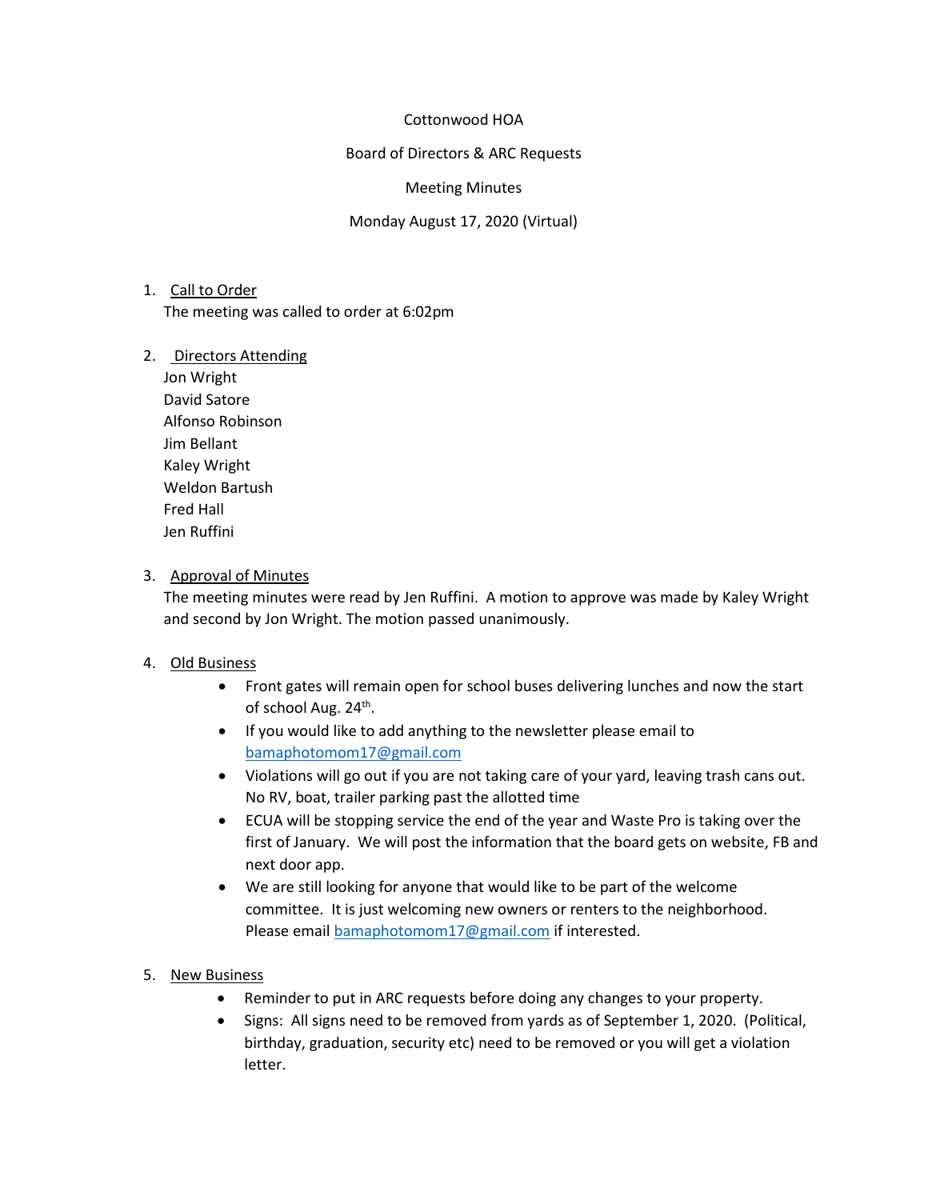Cottonwood HOA

Board of Directors & ARC Requests

Meeting Minutes

Monday August 17, 2020 (Virtual)

1. Call to Order

   The meeting was called to order at 6:02pm

2. Directors Attending

   Jon Wright
   David Satore
   Alfonso Robinson
   Jim Bellant
   Kaley Wright
   Weldon Bartush
   Fred Hall
   Jen Ruffini

3. Approval of Minutes

   The meeting minutes were read by Jen Ruffini. A motion to approve was made by Kaley Wright and second by Jon Wright. The motion passed unanimously.

4. Old Business

   - Front gates will remain open for school buses delivering lunches and now the start of school Aug. 24th.
   - If you would like to add anything to the newsletter please email to bamaphotomom17@gmail.com
   - Violations will go out if you are not taking care of your yard, leaving trash cans out. No RV, boat, trailer parking past the allotted time
   - ECUA will be stopping service the end of the year and Waste Pro is taking over the first of January. We will post the information that the board gets on website, FB and next door app.
   - We are still looking for anyone that would like to be part of the welcome committee. It is just welcoming new owners or renters to the neighborhood. Please email bamaphotomom17@gmail.com if interested.

5. New Business

   - Reminder to put in ARC requests before doing any changes to your property.
   - Signs: All signs need to be removed from yards as of September 1, 2020. (Political, birthday, graduation, security etc) need to be removed or you will get a violation letter.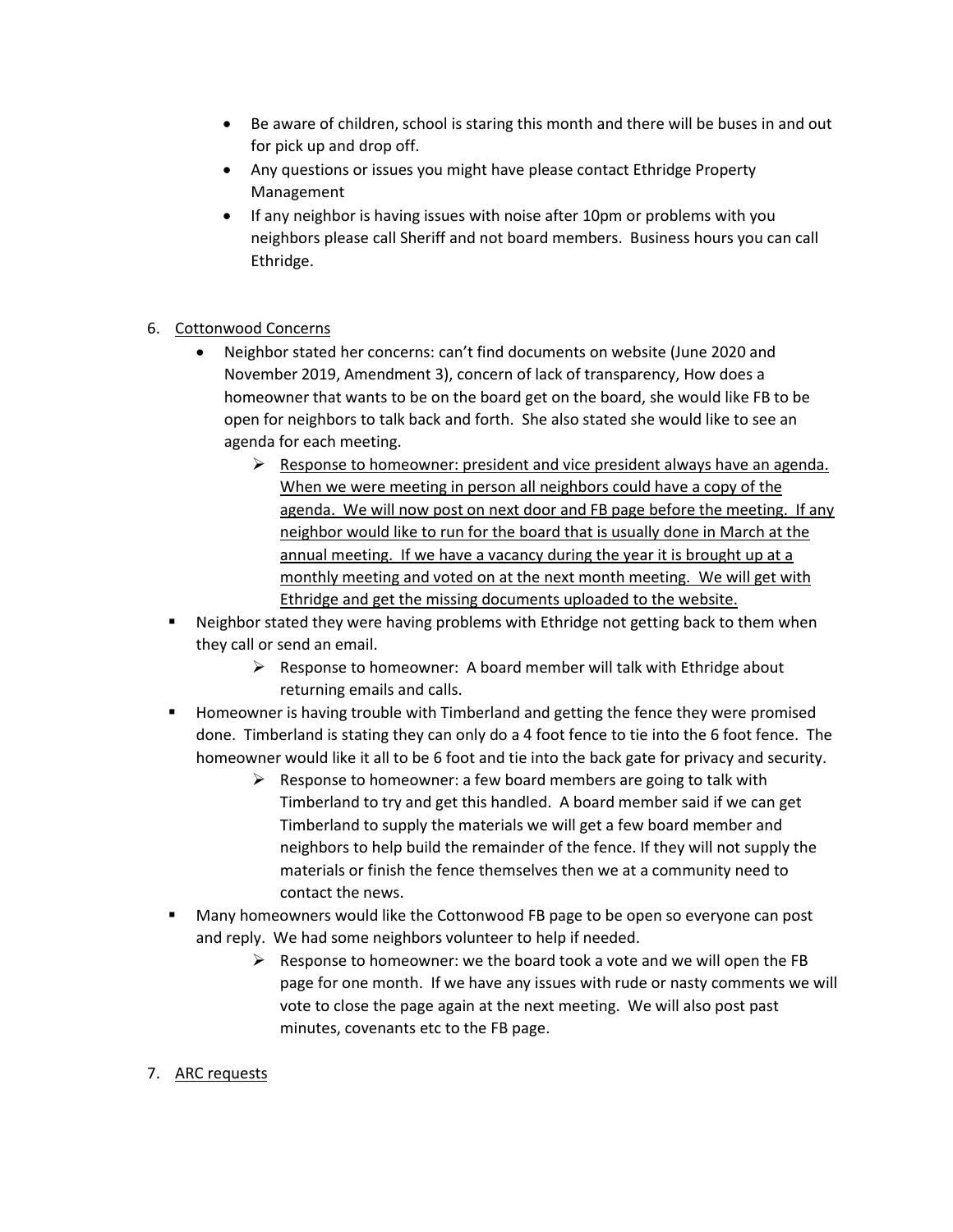- Be aware of children, school is staring this month and there will be buses in and out for pick up and drop off.
- Any questions or issues you might have please contact Ethridge Property Management
- If any neighbor is having issues with noise after 10pm or problems with you neighbors please call Sheriff and not board members. Business hours you can call Ethridge.

6. Cottonwood Concerns
   - Neighbor stated her concerns: can't find documents on website (June 2020 and November 2019, Amendment 3), concern of lack of transparency, How does a homeowner that wants to be on the board get on the board, she would like FB to be open for neighbors to talk back and forth. She also stated she would like to see an agenda for each meeting.
     - Response to homeowner: president and vice president always have an agenda. When we were meeting in person all neighbors could have a copy of the agenda. We will now post on next door and FB page before the meeting. If any neighbor would like to run for the board that is usually done in March at the annual meeting. If we have a vacancy during the year it is brought up at a monthly meeting and voted on at the next month meeting. We will get with Ethridge and get the missing documents uploaded to the website.
   - Neighbor stated they were having problems with Ethridge not getting back to them when they call or send an email.
     - Response to homeowner: A board member will talk with Ethridge about returning emails and calls.
   - Homeowner is having trouble with Timberland and getting the fence they were promised done. Timberland is stating they can only do a 4 foot fence to tie into the 6 foot fence. The homeowner would like it all to be 6 foot and tie into the back gate for privacy and security.
     - Response to homeowner: a few board members are going to talk with Timberland to try and get this handled. A board member said if we can get Timberland to supply the materials we will get a few board member and neighbors to help build the remainder of the fence. If they will not supply the materials or finish the fence themselves then we at a community need to contact the news.
   - Many homeowners would like the Cottonwood FB page to be open so everyone can post and reply. We had some neighbors volunteer to help if needed.
     - Response to homeowner: we the board took a vote and we will open the FB page for one month. If we have any issues with rude or nasty comments we will vote to close the page again at the next meeting. We will also post past minutes, covenants etc to the FB page.

7. ARC requests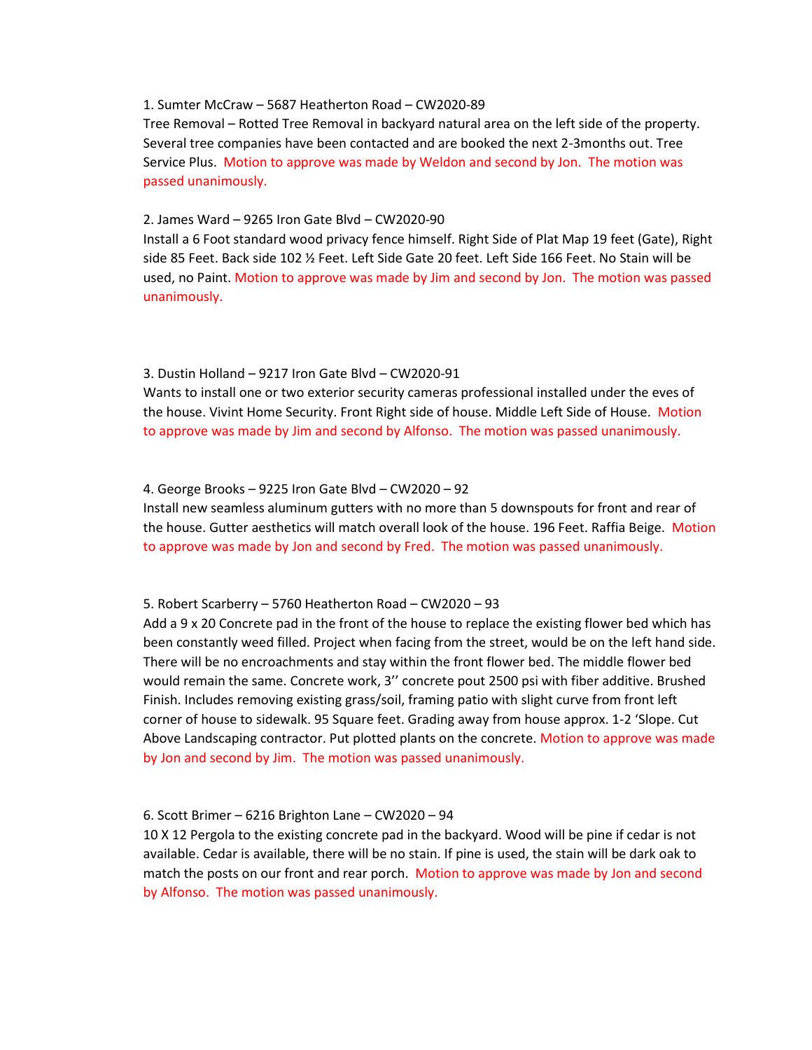1. Sumter McCraw – 5687 Heatherton Road – CW2020-89

Tree Removal – Rotted Tree Removal in backyard natural area on the left side of the property. Several tree companies have been contacted and are booked the next 2-3months out. Tree Service Plus. Motion to approve was made by Weldon and second by Jon. The motion was passed unanimously.

2. James Ward – 9265 Iron Gate Blvd – CW2020-90

Install a 6 Foot standard wood privacy fence himself. Right Side of Plat Map 19 feet (Gate), Right side 85 Feet. Back side 102 ½ Feet. Left Side Gate 20 feet. Left Side 166 Feet. No Stain will be used, no Paint. Motion to approve was made by Jim and second by Jon. The motion was passed unanimously.

3. Dustin Holland – 9217 Iron Gate Blvd – CW2020-91

Wants to install one or two exterior security cameras professional installed under the eves of the house. Vivint Home Security. Front Right side of house. Middle Left Side of House. Motion to approve was made by Jim and second by Alfonso. The motion was passed unanimously.

4. George Brooks – 9225 Iron Gate Blvd – CW2020 – 92

Install new seamless aluminum gutters with no more than 5 downspouts for front and rear of the house. Gutter aesthetics will match overall look of the house. 196 Feet. Raffia Beige. Motion to approve was made by Jon and second by Fred. The motion was passed unanimously.

5. Robert Scarberry – 5760 Heatherton Road – CW2020 – 93

Add a 9 x 20 Concrete pad in the front of the house to replace the existing flower bed which has been constantly weed filled. Project when facing from the street, would be on the left hand side. There will be no encroachments and stay within the front flower bed. The middle flower bed would remain the same. Concrete work, 3'' concrete pout 2500 psi with fiber additive. Brushed Finish. Includes removing existing grass/soil, framing patio with slight curve from front left corner of house to sidewalk. 95 Square feet. Grading away from house approx. 1-2 'Slope. Cut Above Landscaping contractor. Put plotted plants on the concrete. Motion to approve was made by Jon and second by Jim. The motion was passed unanimously.

6. Scott Brimer – 6216 Brighton Lane – CW2020 – 94

10 X 12 Pergola to the existing concrete pad in the backyard. Wood will be pine if cedar is not available. Cedar is available, there will be no stain. If pine is used, the stain will be dark oak to match the posts on our front and rear porch. Motion to approve was made by Jon and second by Alfonso. The motion was passed unanimously.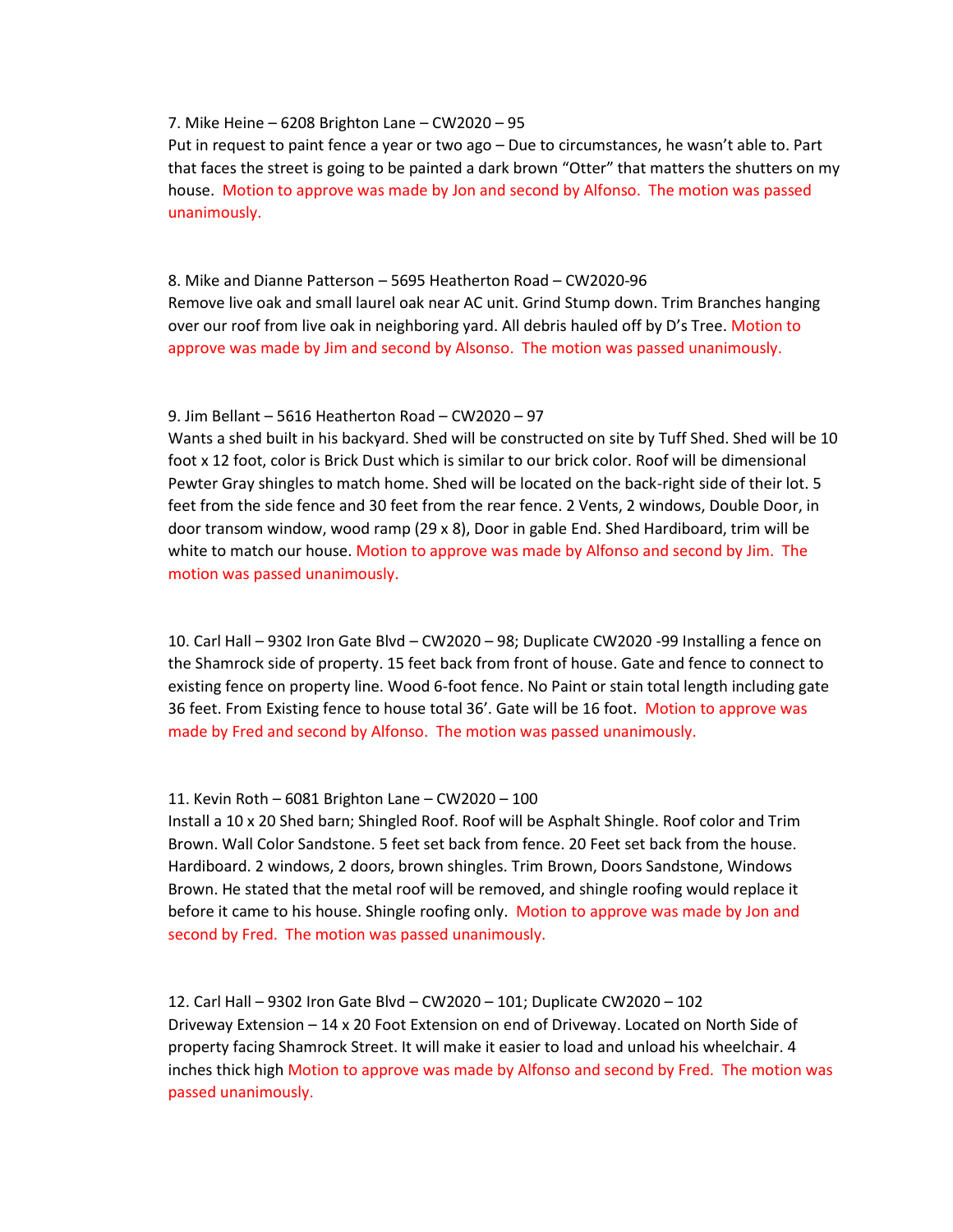7. Mike Heine – 6208 Brighton Lane – CW2020 – 95

Put in request to paint fence a year or two ago – Due to circumstances, he wasn't able to. Part that faces the street is going to be painted a dark brown "Otter" that matters the shutters on my house. Motion to approve was made by Jon and second by Alfonso. The motion was passed unanimously.

8. Mike and Dianne Patterson – 5695 Heatherton Road – CW2020-96

Remove live oak and small laurel oak near AC unit. Grind Stump down. Trim Branches hanging over our roof from live oak in neighboring yard. All debris hauled off by D's Tree. Motion to approve was made by Jim and second by Alsonso. The motion was passed unanimously.

9. Jim Bellant – 5616 Heatherton Road – CW2020 – 97

Wants a shed built in his backyard. Shed will be constructed on site by Tuff Shed. Shed will be 10 foot x 12 foot, color is Brick Dust which is similar to our brick color. Roof will be dimensional Pewter Gray shingles to match home. Shed will be located on the back-right side of their lot. 5 feet from the side fence and 30 feet from the rear fence. 2 Vents, 2 windows, Double Door, in door transom window, wood ramp (29 x 8), Door in gable End. Shed Hardiboard, trim will be white to match our house. Motion to approve was made by Alfonso and second by Jim. The motion was passed unanimously.

10. Carl Hall – 9302 Iron Gate Blvd – CW2020 – 98; Duplicate CW2020 -99 Installing a fence on the Shamrock side of property. 15 feet back from front of house. Gate and fence to connect to existing fence on property line. Wood 6-foot fence. No Paint or stain total length including gate 36 feet. From Existing fence to house total 36'. Gate will be 16 foot. Motion to approve was made by Fred and second by Alfonso. The motion was passed unanimously.

11. Kevin Roth – 6081 Brighton Lane – CW2020 – 100

Install a 10 x 20 Shed barn; Shingled Roof. Roof will be Asphalt Shingle. Roof color and Trim Brown. Wall Color Sandstone. 5 feet set back from fence. 20 Feet set back from the house. Hardiboard. 2 windows, 2 doors, brown shingles. Trim Brown, Doors Sandstone, Windows Brown. He stated that the metal roof will be removed, and shingle roofing would replace it before it came to his house. Shingle roofing only. Motion to approve was made by Jon and second by Fred. The motion was passed unanimously.

12. Carl Hall – 9302 Iron Gate Blvd – CW2020 – 101; Duplicate CW2020 – 102

Driveway Extension – 14 x 20 Foot Extension on end of Driveway. Located on North Side of property facing Shamrock Street. It will make it easier to load and unload his wheelchair. 4 inches thick high Motion to approve was made by Alfonso and second by Fred. The motion was passed unanimously.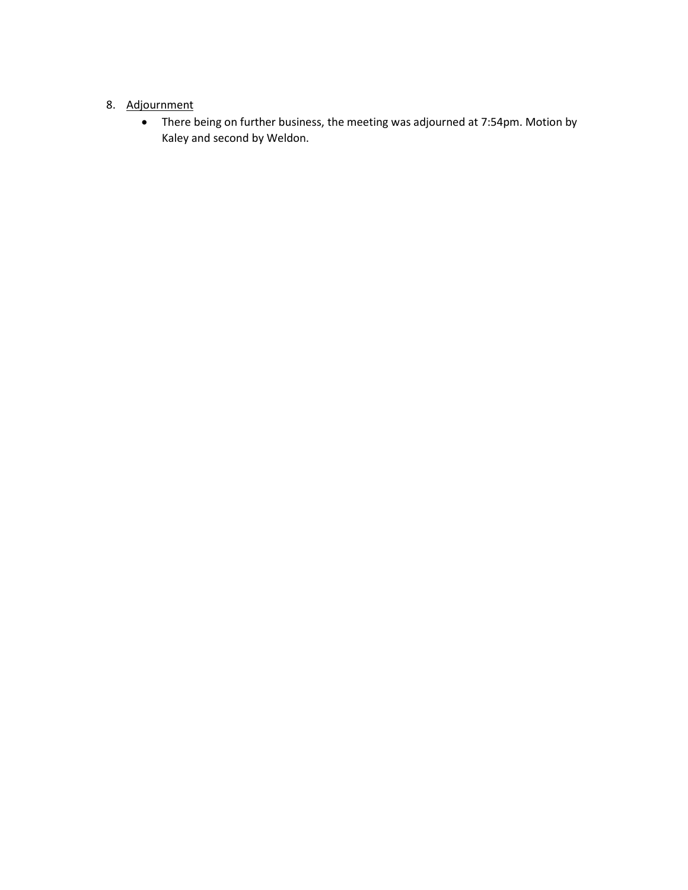8. <u>Adjournment</u>
   - There being on further business, the meeting was adjourned at 7:54pm. Motion by Kaley and second by Weldon.